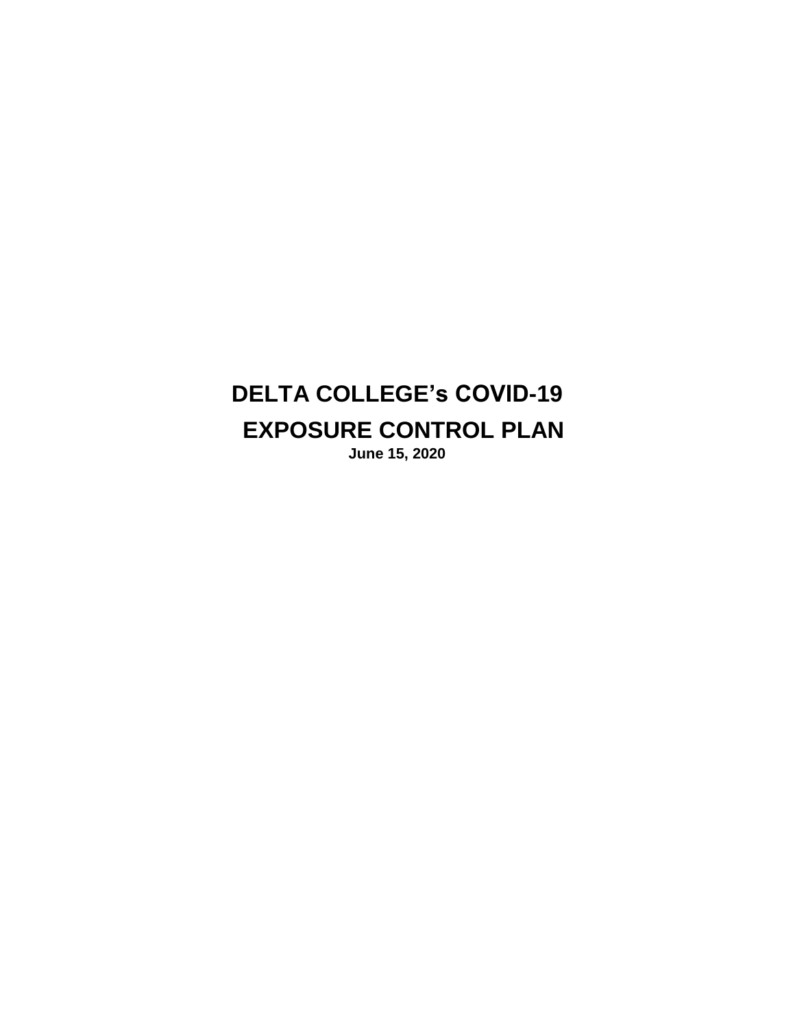# DELTA COLLEGE's COVID-19 EXPOSURE CONTROL PLAN

**June 15, 2020**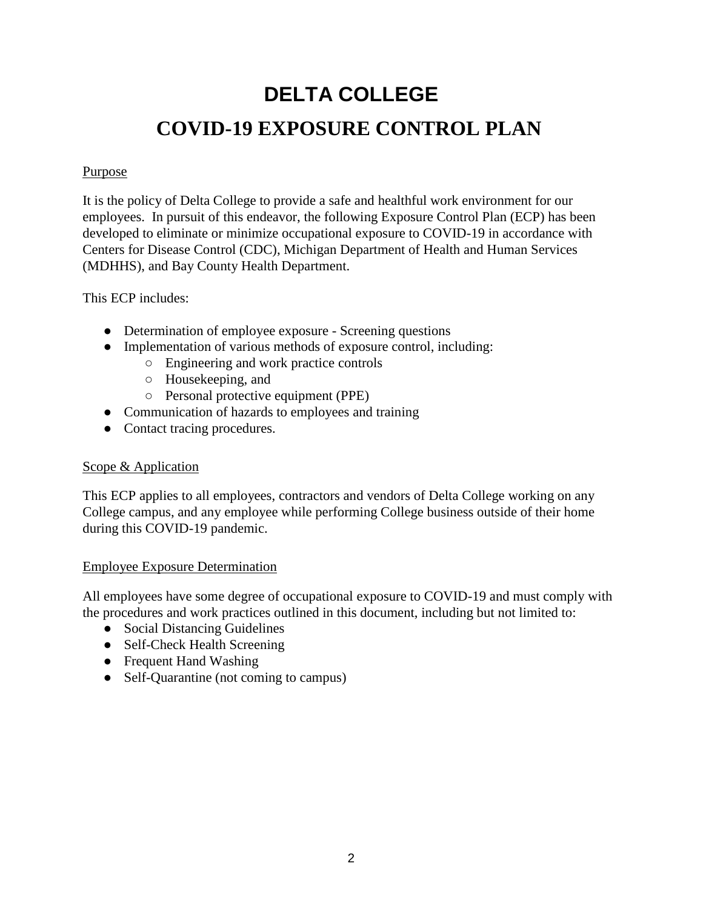# DELTA COLLEGE

# COVID-19 EXPOSURE CONTROL PLAN

<u>Purpose</u>

It is the policy of Delta College to provide a safe and healthful work environment for our employees. In pursuit of this endeavor, the following Exposure Control Plan (ECP) has been developed to eliminate or minimize occupational exposure to COVID-19 in accordance with Centers for Disease Control (CDC), Michigan Department of Health and Human Services (MDHHS), and Bay County Health Department.

This ECP includes:

- Determination of employee exposure - Screening questions
- Implementation of various methods of exposure control, including:
  - Engineering and work practice controls
  - Housekeeping, and
  - Personal protective equipment (PPE)
- Communication of hazards to employees and training
- Contact tracing procedures.

<u>Scope & Application</u>

This ECP applies to all employees, contractors and vendors of Delta College working on any College campus, and any employee while performing College business outside of their home during this COVID-19 pandemic.

<u>Employee Exposure Determination</u>

All employees have some degree of occupational exposure to COVID-19 and must comply with the procedures and work practices outlined in this document, including but not limited to:

- Social Distancing Guidelines
- Self-Check Health Screening
- Frequent Hand Washing
- Self-Quarantine (not coming to campus)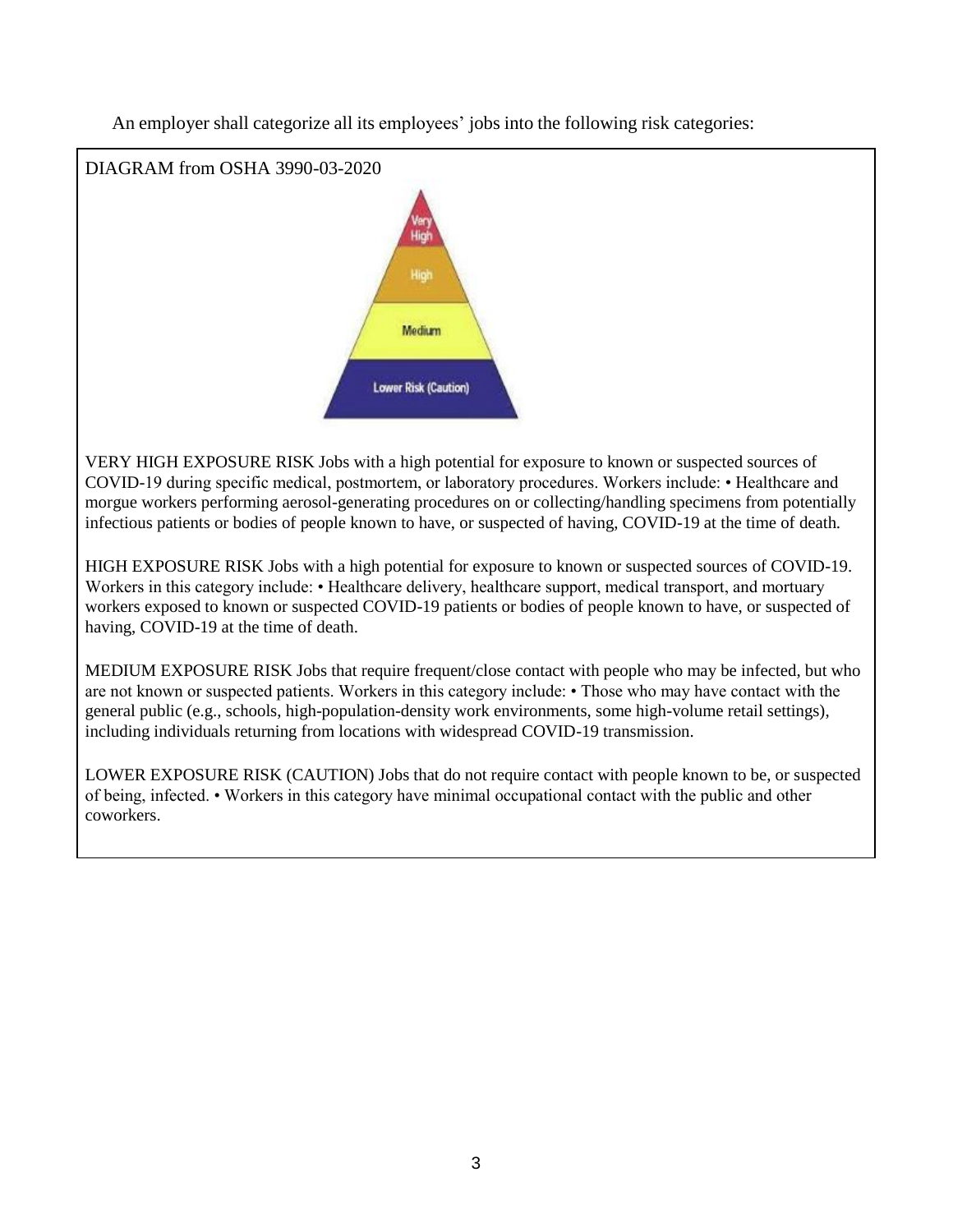An employer shall categorize all its employees' jobs into the following risk categories:

DIAGRAM from OSHA 3990-03-2020

Very High

High

Medium

Lower Risk (Caution)

VERY HIGH EXPOSURE RISK Jobs with a high potential for exposure to known or suspected sources of COVID-19 during specific medical, postmortem, or laboratory procedures. Workers include: • Healthcare and morgue workers performing aerosol-generating procedures on or collecting/handling specimens from potentially infectious patients or bodies of people known to have, or suspected of having, COVID-19 at the time of death.

HIGH EXPOSURE RISK Jobs with a high potential for exposure to known or suspected sources of COVID-19. Workers in this category include: • Healthcare delivery, healthcare support, medical transport, and mortuary workers exposed to known or suspected COVID-19 patients or bodies of people known to have, or suspected of having, COVID-19 at the time of death.

MEDIUM EXPOSURE RISK Jobs that require frequent/close contact with people who may be infected, but who are not known or suspected patients. Workers in this category include: • Those who may have contact with the general public (e.g., schools, high-population-density work environments, some high-volume retail settings), including individuals returning from locations with widespread COVID-19 transmission.

LOWER EXPOSURE RISK (CAUTION) Jobs that do not require contact with people known to be, or suspected of being, infected. • Workers in this category have minimal occupational contact with the public and other coworkers.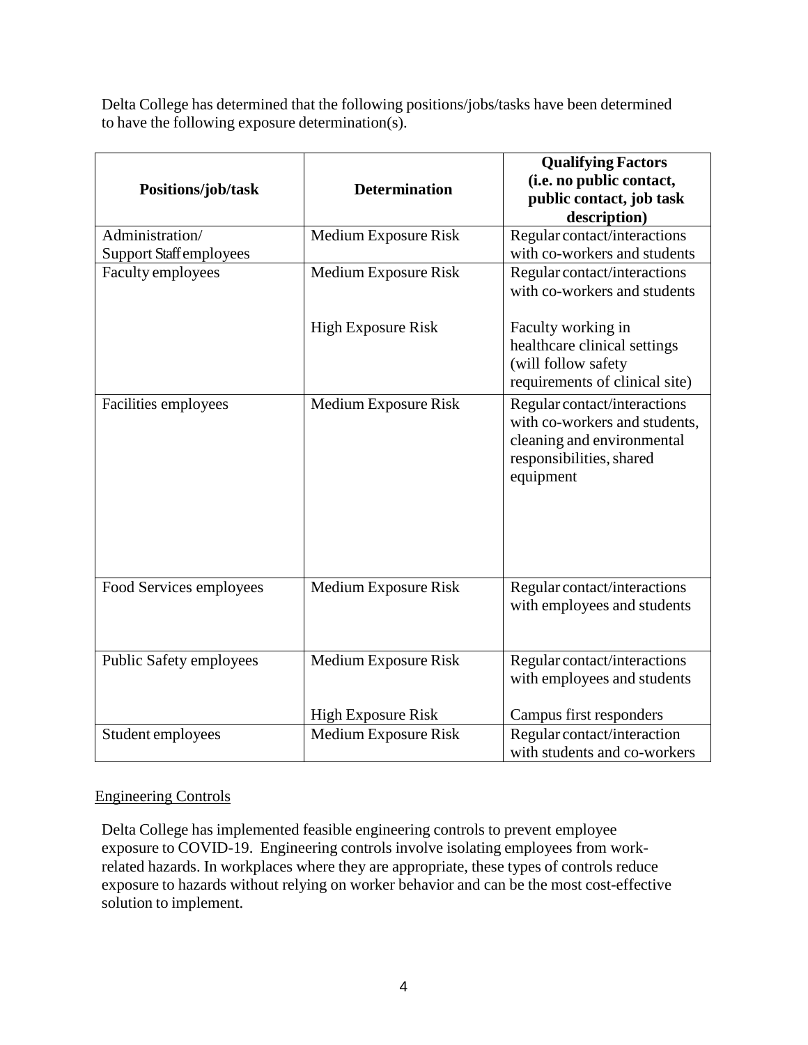Delta College has determined that the following positions/jobs/tasks have been determined to have the following exposure determination(s).

| Positions/job/task | Determination | Qualifying Factors (i.e. no public contact, public contact, job task description) |
|---|---|---|
| Administration/ Support Staff employees | Medium Exposure Risk | Regular contact/interactions with co-workers and students |
| Faculty employees | Medium Exposure Risk | Regular contact/interactions with co-workers and students |
| | High Exposure Risk | Faculty working in healthcare clinical settings (will follow safety requirements of clinical site) |
| Facilities employees | Medium Exposure Risk | Regular contact/interactions with co-workers and students, cleaning and environmental responsibilities, shared equipment |
| Food Services employees | Medium Exposure Risk | Regular contact/interactions with employees and students |
| Public Safety employees | Medium Exposure Risk | Regular contact/interactions with employees and students |
| | High Exposure Risk | Campus first responders |
| Student employees | Medium Exposure Risk | Regular contact/interaction with students and co-workers |

## Engineering Controls

Delta College has implemented feasible engineering controls to prevent employee exposure to COVID-19. Engineering controls involve isolating employees from work-related hazards. In workplaces where they are appropriate, these types of controls reduce exposure to hazards without relying on worker behavior and can be the most cost-effective solution to implement.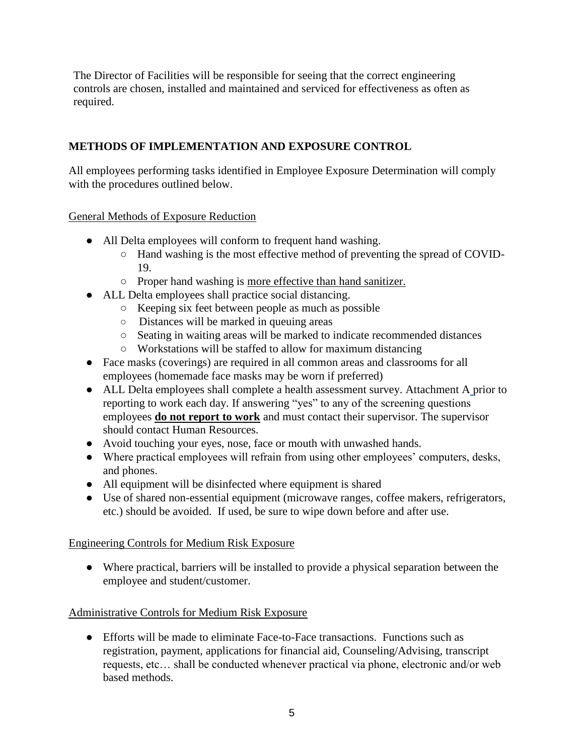The Director of Facilities will be responsible for seeing that the correct engineering controls are chosen, installed and maintained and serviced for effectiveness as often as required.

## METHODS OF IMPLEMENTATION AND EXPOSURE CONTROL

All employees performing tasks identified in Employee Exposure Determination will comply with the procedures outlined below.

General Methods of Exposure Reduction

- All Delta employees will conform to frequent hand washing.
  - Hand washing is the most effective method of preventing the spread of COVID-19.
  - Proper hand washing is more effective than hand sanitizer.
- ALL Delta employees shall practice social distancing.
  - Keeping six feet between people as much as possible
  - Distances will be marked in queuing areas
  - Seating in waiting areas will be marked to indicate recommended distances
  - Workstations will be staffed to allow for maximum distancing
- Face masks (coverings) are required in all common areas and classrooms for all employees (homemade face masks may be worn if preferred)
- ALL Delta employees shall complete a health assessment survey. Attachment A prior to reporting to work each day. If answering "yes" to any of the screening questions employees **do not report to work** and must contact their supervisor. The supervisor should contact Human Resources.
- Avoid touching your eyes, nose, face or mouth with unwashed hands.
- Where practical employees will refrain from using other employees' computers, desks, and phones.
- All equipment will be disinfected where equipment is shared
- Use of shared non-essential equipment (microwave ranges, coffee makers, refrigerators, etc.) should be avoided. If used, be sure to wipe down before and after use.

Engineering Controls for Medium Risk Exposure

- Where practical, barriers will be installed to provide a physical separation between the employee and student/customer.

Administrative Controls for Medium Risk Exposure

- Efforts will be made to eliminate Face-to-Face transactions. Functions such as registration, payment, applications for financial aid, Counseling/Advising, transcript requests, etc… shall be conducted whenever practical via phone, electronic and/or web based methods.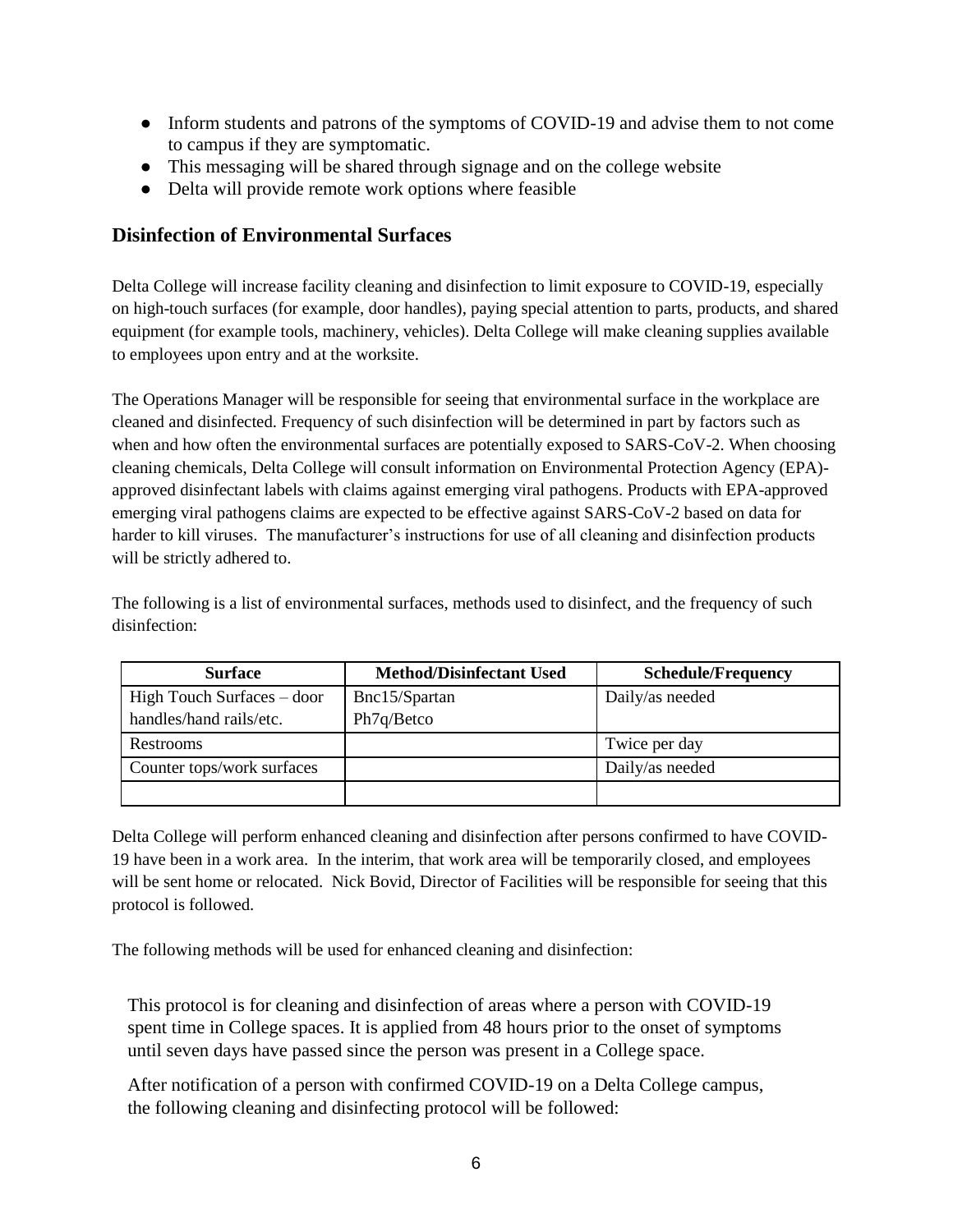- Inform students and patrons of the symptoms of COVID-19 and advise them to not come to campus if they are symptomatic.
- This messaging will be shared through signage and on the college website
- Delta will provide remote work options where feasible

## Disinfection of Environmental Surfaces

Delta College will increase facility cleaning and disinfection to limit exposure to COVID-19, especially on high-touch surfaces (for example, door handles), paying special attention to parts, products, and shared equipment (for example tools, machinery, vehicles). Delta College will make cleaning supplies available to employees upon entry and at the worksite.

The Operations Manager will be responsible for seeing that environmental surface in the workplace are cleaned and disinfected. Frequency of such disinfection will be determined in part by factors such as when and how often the environmental surfaces are potentially exposed to SARS-CoV-2. When choosing cleaning chemicals, Delta College will consult information on Environmental Protection Agency (EPA)-approved disinfectant labels with claims against emerging viral pathogens. Products with EPA-approved emerging viral pathogens claims are expected to be effective against SARS-CoV-2 based on data for harder to kill viruses. The manufacturer's instructions for use of all cleaning and disinfection products will be strictly adhered to.

The following is a list of environmental surfaces, methods used to disinfect, and the frequency of such disinfection:

| Surface | Method/Disinfectant Used | Schedule/Frequency |
|---|---|---|
| High Touch Surfaces – door handles/hand rails/etc. | Bnc15/Spartan Ph7q/Betco | Daily/as needed |
| Restrooms | | Twice per day |
| Counter tops/work surfaces | | Daily/as needed |
| | | |

Delta College will perform enhanced cleaning and disinfection after persons confirmed to have COVID-19 have been in a work area. In the interim, that work area will be temporarily closed, and employees will be sent home or relocated. Nick Bovid, Director of Facilities will be responsible for seeing that this protocol is followed.

The following methods will be used for enhanced cleaning and disinfection:

This protocol is for cleaning and disinfection of areas where a person with COVID-19 spent time in College spaces. It is applied from 48 hours prior to the onset of symptoms until seven days have passed since the person was present in a College space.

After notification of a person with confirmed COVID-19 on a Delta College campus, the following cleaning and disinfecting protocol will be followed: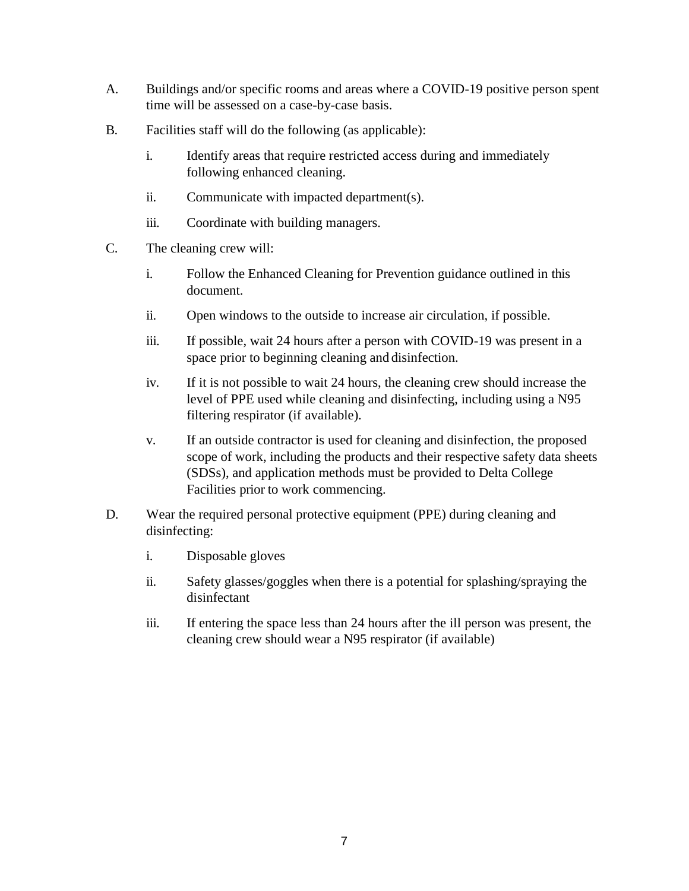A. Buildings and/or specific rooms and areas where a COVID-19 positive person spent time will be assessed on a case-by-case basis.

B. Facilities staff will do the following (as applicable):

   i. Identify areas that require restricted access during and immediately following enhanced cleaning.

   ii. Communicate with impacted department(s).

   iii. Coordinate with building managers.

C. The cleaning crew will:

   i. Follow the Enhanced Cleaning for Prevention guidance outlined in this document.

   ii. Open windows to the outside to increase air circulation, if possible.

   iii. If possible, wait 24 hours after a person with COVID-19 was present in a space prior to beginning cleaning and disinfection.

   iv. If it is not possible to wait 24 hours, the cleaning crew should increase the level of PPE used while cleaning and disinfecting, including using a N95 filtering respirator (if available).

   v. If an outside contractor is used for cleaning and disinfection, the proposed scope of work, including the products and their respective safety data sheets (SDSs), and application methods must be provided to Delta College Facilities prior to work commencing.

D. Wear the required personal protective equipment (PPE) during cleaning and disinfecting:

   i. Disposable gloves

   ii. Safety glasses/goggles when there is a potential for splashing/spraying the disinfectant

   iii. If entering the space less than 24 hours after the ill person was present, the cleaning crew should wear a N95 respirator (if available)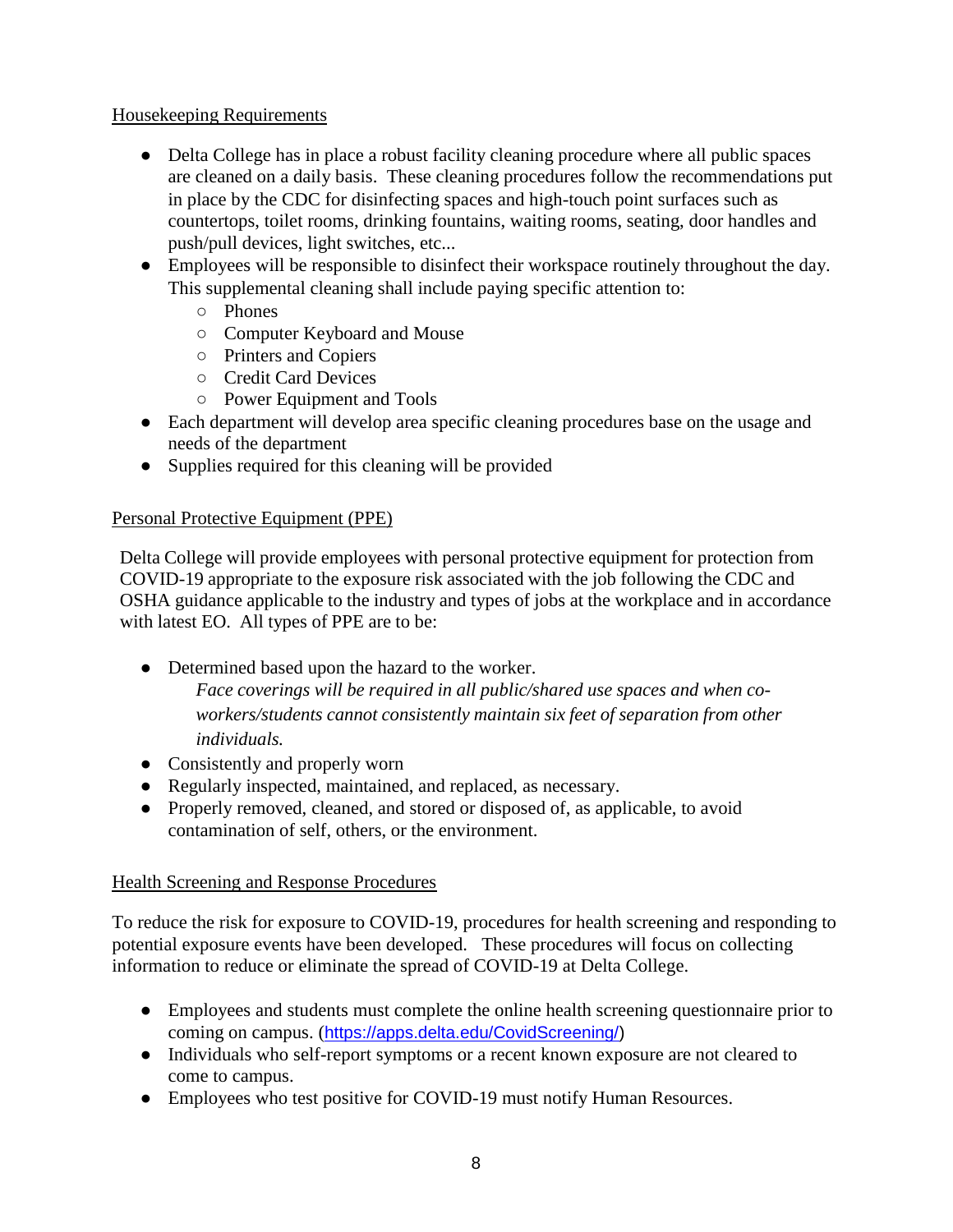Housekeeping Requirements

- Delta College has in place a robust facility cleaning procedure where all public spaces are cleaned on a daily basis. These cleaning procedures follow the recommendations put in place by the CDC for disinfecting spaces and high-touch point surfaces such as countertops, toilet rooms, drinking fountains, waiting rooms, seating, door handles and push/pull devices, light switches, etc...
- Employees will be responsible to disinfect their workspace routinely throughout the day. This supplemental cleaning shall include paying specific attention to:
  - Phones
  - Computer Keyboard and Mouse
  - Printers and Copiers
  - Credit Card Devices
  - Power Equipment and Tools
- Each department will develop area specific cleaning procedures base on the usage and needs of the department
- Supplies required for this cleaning will be provided

Personal Protective Equipment (PPE)

Delta College will provide employees with personal protective equipment for protection from COVID-19 appropriate to the exposure risk associated with the job following the CDC and OSHA guidance applicable to the industry and types of jobs at the workplace and in accordance with latest EO. All types of PPE are to be:

- Determined based upon the hazard to the worker.
  *Face coverings will be required in all public/shared use spaces and when co-workers/students cannot consistently maintain six feet of separation from other individuals.*
- Consistently and properly worn
- Regularly inspected, maintained, and replaced, as necessary.
- Properly removed, cleaned, and stored or disposed of, as applicable, to avoid contamination of self, others, or the environment.

Health Screening and Response Procedures

To reduce the risk for exposure to COVID-19, procedures for health screening and responding to potential exposure events have been developed. These procedures will focus on collecting information to reduce or eliminate the spread of COVID-19 at Delta College.

- Employees and students must complete the online health screening questionnaire prior to coming on campus. (https://apps.delta.edu/CovidScreening/)
- Individuals who self-report symptoms or a recent known exposure are not cleared to come to campus.
- Employees who test positive for COVID-19 must notify Human Resources.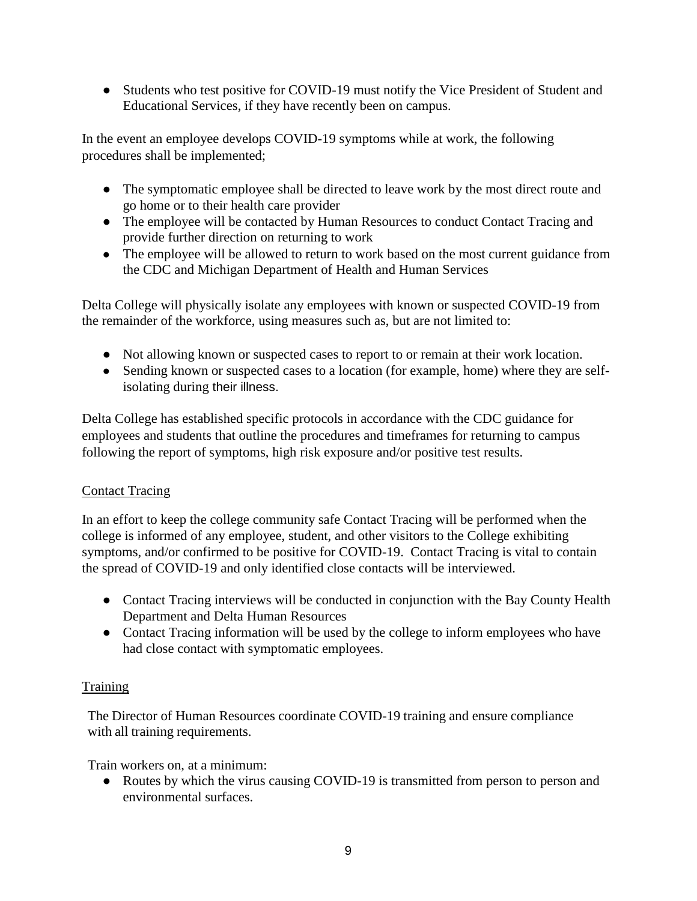- Students who test positive for COVID-19 must notify the Vice President of Student and Educational Services, if they have recently been on campus.

In the event an employee develops COVID-19 symptoms while at work, the following procedures shall be implemented;

- The symptomatic employee shall be directed to leave work by the most direct route and go home or to their health care provider
- The employee will be contacted by Human Resources to conduct Contact Tracing and provide further direction on returning to work
- The employee will be allowed to return to work based on the most current guidance from the CDC and Michigan Department of Health and Human Services

Delta College will physically isolate any employees with known or suspected COVID-19 from the remainder of the workforce, using measures such as, but are not limited to:

- Not allowing known or suspected cases to report to or remain at their work location.
- Sending known or suspected cases to a location (for example, home) where they are self-isolating during their illness.

Delta College has established specific protocols in accordance with the CDC guidance for employees and students that outline the procedures and timeframes for returning to campus following the report of symptoms, high risk exposure and/or positive test results.

## Contact Tracing

In an effort to keep the college community safe Contact Tracing will be performed when the college is informed of any employee, student, and other visitors to the College exhibiting symptoms, and/or confirmed to be positive for COVID-19. Contact Tracing is vital to contain the spread of COVID-19 and only identified close contacts will be interviewed.

- Contact Tracing interviews will be conducted in conjunction with the Bay County Health Department and Delta Human Resources
- Contact Tracing information will be used by the college to inform employees who have had close contact with symptomatic employees.

## Training

The Director of Human Resources coordinate COVID-19 training and ensure compliance with all training requirements.

Train workers on, at a minimum:

- Routes by which the virus causing COVID-19 is transmitted from person to person and environmental surfaces.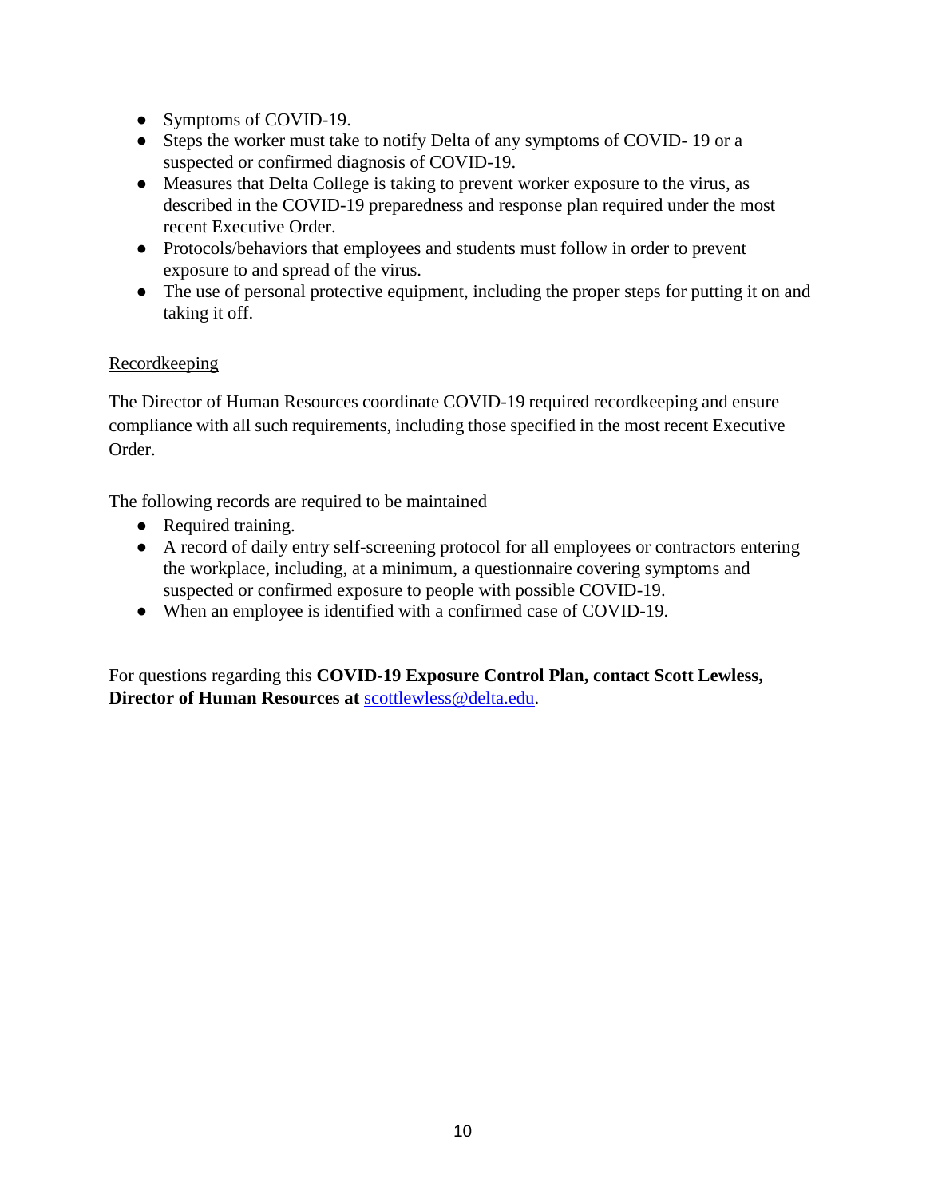- Symptoms of COVID-19.
- Steps the worker must take to notify Delta of any symptoms of COVID- 19 or a suspected or confirmed diagnosis of COVID-19.
- Measures that Delta College is taking to prevent worker exposure to the virus, as described in the COVID-19 preparedness and response plan required under the most recent Executive Order.
- Protocols/behaviors that employees and students must follow in order to prevent exposure to and spread of the virus.
- The use of personal protective equipment, including the proper steps for putting it on and taking it off.

<u>Recordkeeping</u>

The Director of Human Resources coordinate COVID-19 required recordkeeping and ensure compliance with all such requirements, including those specified in the most recent Executive Order.

The following records are required to be maintained

- Required training.
- A record of daily entry self-screening protocol for all employees or contractors entering the workplace, including, at a minimum, a questionnaire covering symptoms and suspected or confirmed exposure to people with possible COVID-19.
- When an employee is identified with a confirmed case of COVID-19.

For questions regarding this **COVID-19 Exposure Control Plan, contact Scott Lewless, Director of Human Resources at** [scottlewless@delta.edu](mailto:scottlewless@delta.edu).